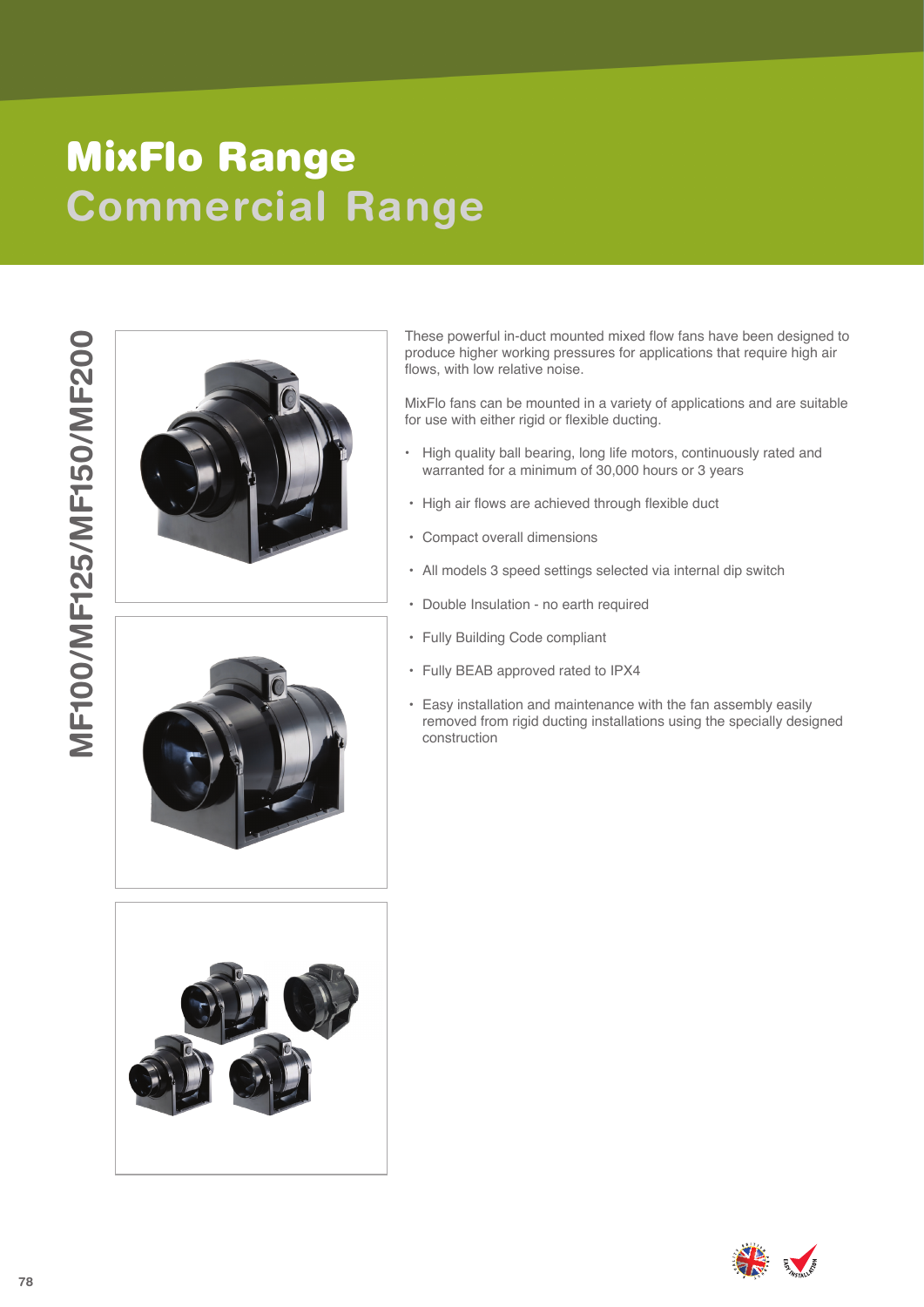# MixFlo Range

## Commercial Range

## MF100/MF125/MF150/MF200

These powerful in-duct mounted mixed flow fans have been designed to produce higher working pressures for applications that require high air flows, with low relative noise.

MixFlo fans can be mounted in a variety of applications and are suitable for use with either rigid or flexible ducting.

- High quality ball bearing, long life motors, continuously rated and warranted for a minimum of 30,000 hours or 3 years
- High air flows are achieved through flexible duct
- Compact overall dimensions
- All models 3 speed settings selected via internal dip switch
- Double Insulation - no earth required
- Fully Building Code compliant
- Fully BEAB approved rated to IPX4
- Easy installation and maintenance with the fan assembly easily removed from rigid ducting installations using the specially designed construction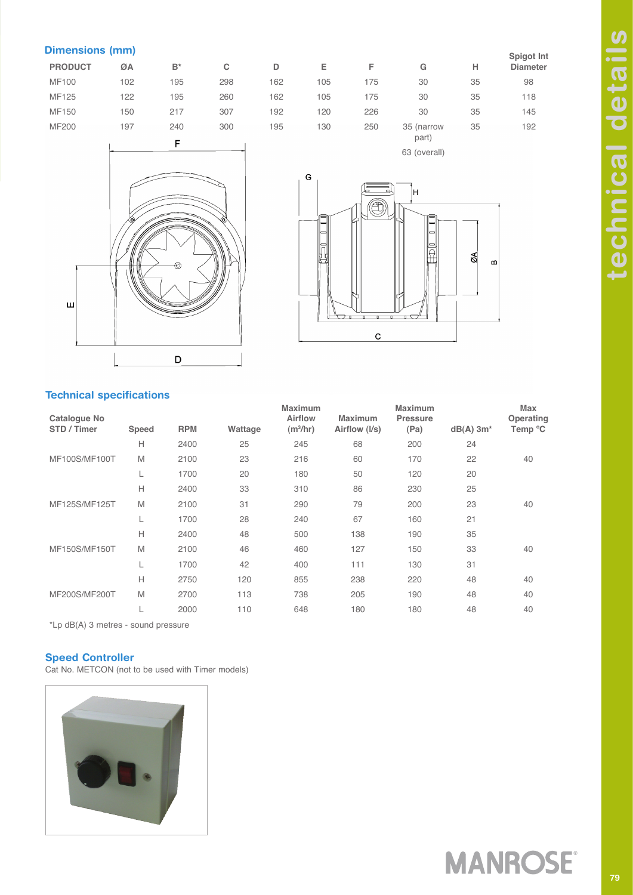## Dimensions (mm)

| PRODUCT | ØA | B* | C | D | E | F | G | H | Spigot Int Diameter |
|---|---|---|---|---|---|---|---|---|---|
| MF100 | 102 | 195 | 298 | 162 | 105 | 175 | 30 | 35 | 98 |
| MF125 | 122 | 195 | 260 | 162 | 105 | 175 | 30 | 35 | 118 |
| MF150 | 150 | 217 | 307 | 192 | 120 | 226 | 30 | 35 | 145 |
| MF200 | 197 | 240 | 300 | 195 | 130 | 250 | 35 (narrow part) 63 (overall) | 35 | 192 |

F

E

D

G

H

ØA

B

C

## Technical specifications

| Catalogue No STD / Timer | Speed | RPM | Wattage | Maximum Airflow ($m^3$/hr) | Maximum Airflow (l/s) | Maximum Pressure (Pa) | dB(A) 3m* | Max Operating Temp °C |
|---|---|---|---|---|---|---|---|---|
| | H | 2400 | 25 | 245 | 68 | 200 | 24 | |
| MF100S/MF100T | M | 2100 | 23 | 216 | 60 | 170 | 22 | 40 |
| | L | 1700 | 20 | 180 | 50 | 120 | 20 | |
| | H | 2400 | 33 | 310 | 86 | 230 | 25 | |
| MF125S/MF125T | M | 2100 | 31 | 290 | 79 | 200 | 23 | 40 |
| | L | 1700 | 28 | 240 | 67 | 160 | 21 | |
| | H | 2400 | 48 | 500 | 138 | 190 | 35 | |
| MF150S/MF150T | M | 2100 | 46 | 460 | 127 | 150 | 33 | 40 |
| | L | 1700 | 42 | 400 | 111 | 130 | 31 | |
| | H | 2750 | 120 | 855 | 238 | 220 | 48 | 40 |
| MF200S/MF200T | M | 2700 | 113 | 738 | 205 | 190 | 48 | 40 |
| | L | 2000 | 110 | 648 | 180 | 180 | 48 | 40 |

*Lp dB(A) 3 metres - sound pressure

## Speed Controller

Cat No. METCON (not to be used with Timer models)

MANROSE